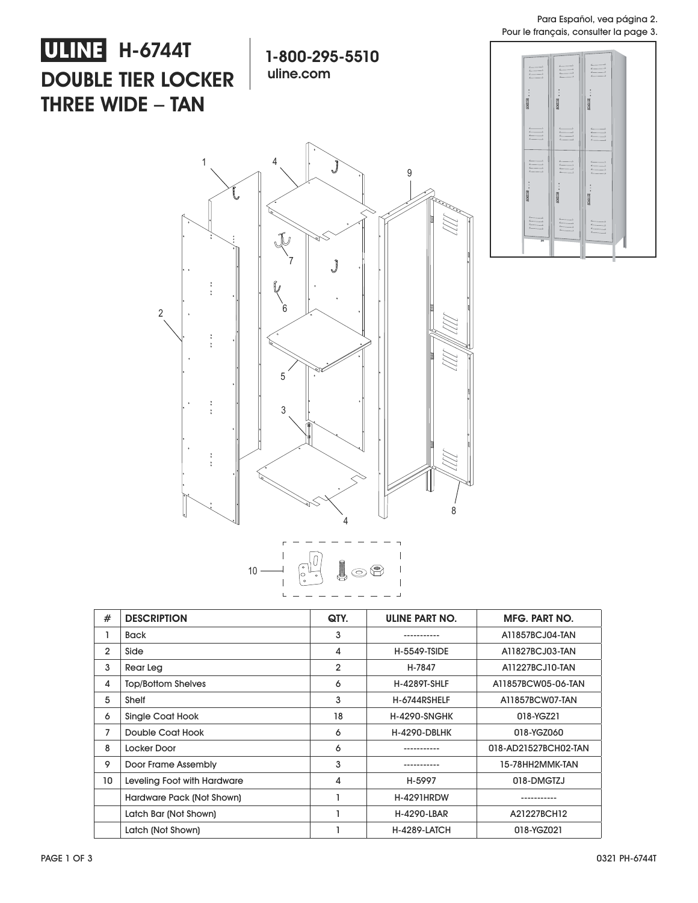Para Español, vea página 2.
Pour le français, consulter la page 3.

# ULINE H-6744T DOUBLE TIER LOCKER THREE WIDE – TAN

**1-800-295-5510**
**uline.com**

| # | DESCRIPTION | QTY. | ULINE PART NO. | MFG. PART NO. |
|---|---|---|---|---|
| 1 | Back | 3 | ----------- | A11857BCJ04-TAN |
| 2 | Side | 4 | H-5549-TSIDE | A11827BCJ03-TAN |
| 3 | Rear Leg | 2 | H-7847 | A11227BCJ10-TAN |
| 4 | Top/Bottom Shelves | 6 | H-4289T-SHLF | A11857BCW05-06-TAN |
| 5 | Shelf | 3 | H-6744RSHELF | A11857BCW07-TAN |
| 6 | Single Coat Hook | 18 | H-4290-SNGHK | 018-YGZ21 |
| 7 | Double Coat Hook | 6 | H-4290-DBLHK | 018-YGZ060 |
| 8 | Locker Door | 6 | ----------- | 018-AD21527BCH02-TAN |
| 9 | Door Frame Assembly | 3 | ----------- | 15-78HH2MMK-TAN |
| 10 | Leveling Foot with Hardware | 4 | H-5997 | 018-DMGTZJ |
| | Hardware Pack (Not Shown) | 1 | H-4291HRDW | ----------- |
| | Latch Bar (Not Shown) | 1 | H-4290-LBAR | A21227BCH12 |
| | Latch (Not Shown) | 1 | H-4289-LATCH | 018-YGZ021 |

0321 PH-6744T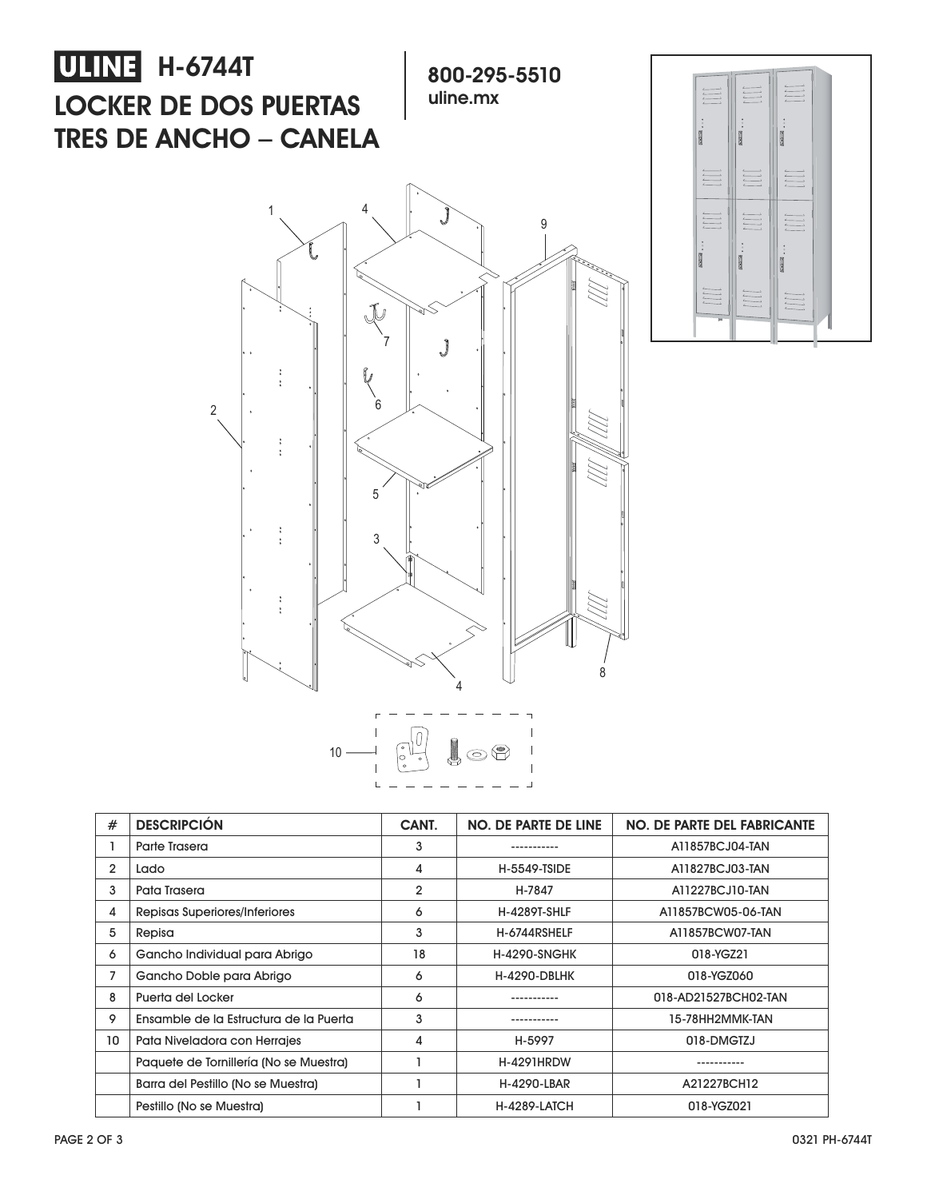# ULINE H-6744T

## LOCKER DE DOS PUERTAS TRES DE ANCHO – CANELA

**800-295-5510**
**uline.mx**

| # | DESCRIPCIÓN | CANT. | NO. DE PARTE DE LINE | NO. DE PARTE DEL FABRICANTE |
|---|---|---|---|---|
| 1 | Parte Trasera | 3 | ----------- | A11857BCJ04-TAN |
| 2 | Lado | 4 | H-5549-TSIDE | A11827BCJ03-TAN |
| 3 | Pata Trasera | 2 | H-7847 | A11227BCJ10-TAN |
| 4 | Repisas Superiores/Inferiores | 6 | H-4289T-SHLF | A11857BCW05-06-TAN |
| 5 | Repisa | 3 | H-6744RSHELF | A11857BCW07-TAN |
| 6 | Gancho Individual para Abrigo | 18 | H-4290-SNGHK | 018-YGZ21 |
| 7 | Gancho Doble para Abrigo | 6 | H-4290-DBLHK | 018-YGZ060 |
| 8 | Puerta del Locker | 6 | ----------- | 018-AD21527BCH02-TAN |
| 9 | Ensamble de la Estructura de la Puerta | 3 | ----------- | 15-78HH2MMK-TAN |
| 10 | Pata Niveladora con Herrajes | 4 | H-5997 | 018-DMGTZJ |
| | Paquete de Tornillería (No se Muestra) | 1 | H-4291HRDW | ----------- |
| | Barra del Pestillo (No se Muestra) | 1 | H-4290-LBAR | A21227BCH12 |
| | Pestillo (No se Muestra) | 1 | H-4289-LATCH | 018-YGZ021 |

0321 PH-6744T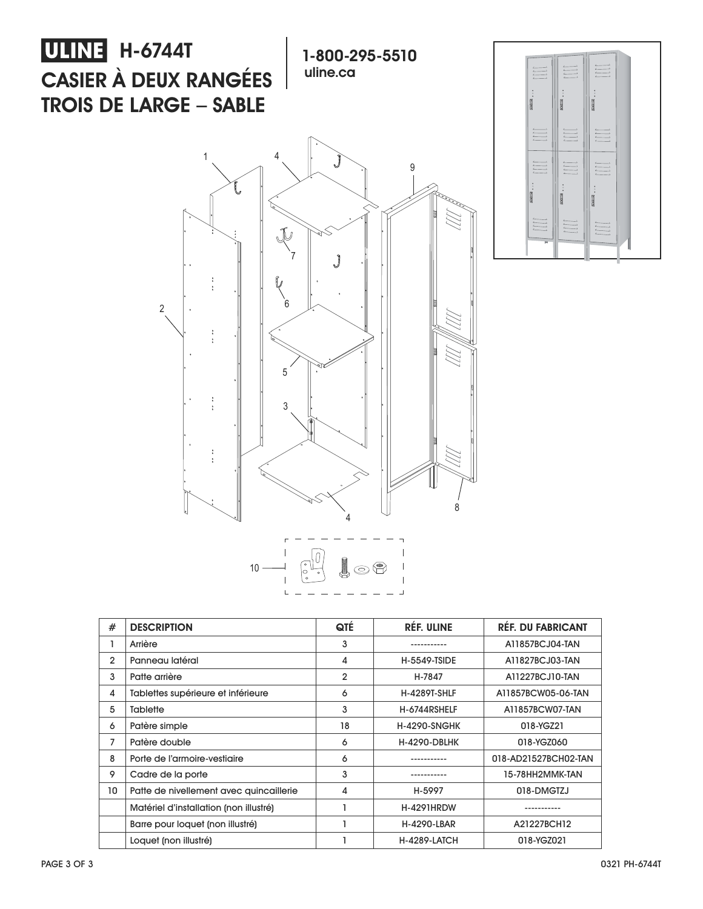# ULINE H-6744T

## CASIER À DEUX RANGÉES TROIS DE LARGE – SABLE

1-800-295-5510
uline.ca

1
2
3
4
5
6
7
8
9
10

| # | DESCRIPTION | QTÉ | RÉF. ULINE | RÉF. DU FABRICANT |
|---|---|---|---|---|
| 1 | Arrière | 3 | ----------- | A11857BCJ04-TAN |
| 2 | Panneau latéral | 4 | H-5549-TSIDE | A11827BCJ03-TAN |
| 3 | Patte arrière | 2 | H-7847 | A11227BCJ10-TAN |
| 4 | Tablettes supérieure et inférieure | 6 | H-4289T-SHLF | A11857BCW05-06-TAN |
| 5 | Tablette | 3 | H-6744RSHELF | A11857BCW07-TAN |
| 6 | Patère simple | 18 | H-4290-SNGHK | 018-YGZ21 |
| 7 | Patère double | 6 | H-4290-DBLHK | 018-YGZ060 |
| 8 | Porte de l'armoire-vestiaire | 6 | ----------- | 018-AD21527BCH02-TAN |
| 9 | Cadre de la porte | 3 | ----------- | 15-78HH2MMK-TAN |
| 10 | Patte de nivellement avec quincaillerie | 4 | H-5997 | 018-DMGTZJ |
| | Matériel d'installation (non illustré) | 1 | H-4291HRDW | ----------- |
| | Barre pour loquet (non illustré) | 1 | H-4290-LBAR | A21227BCH12 |
| | Loquet (non illustré) | 1 | H-4289-LATCH | 018-YGZ021 |

0321 PH-6744T